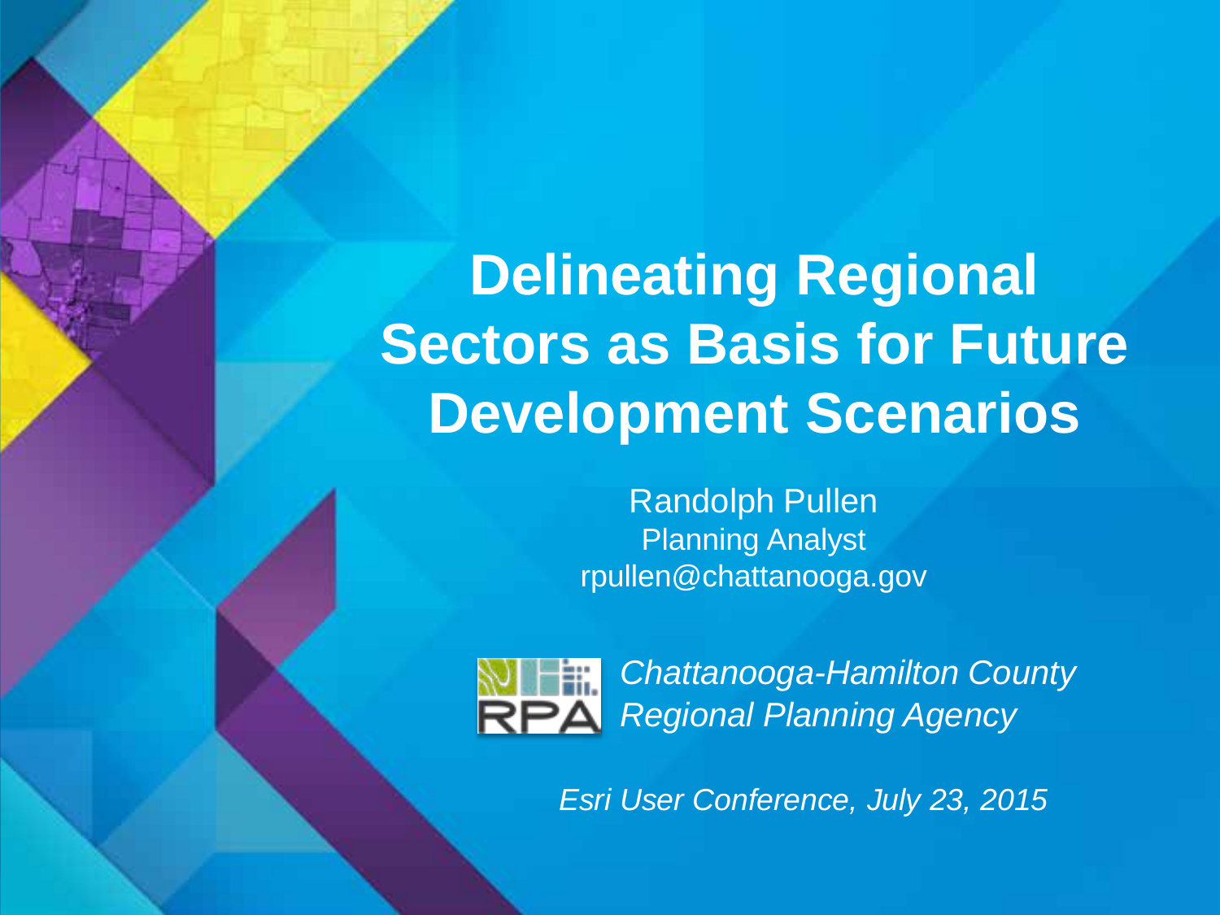# Delineating Regional Sectors as Basis for Future Development Scenarios

Randolph Pullen
Planning Analyst
rpullen@chattanooga.gov

RPA *Chattanooga-Hamilton County Regional Planning Agency*

*Esri User Conference, July 23, 2015*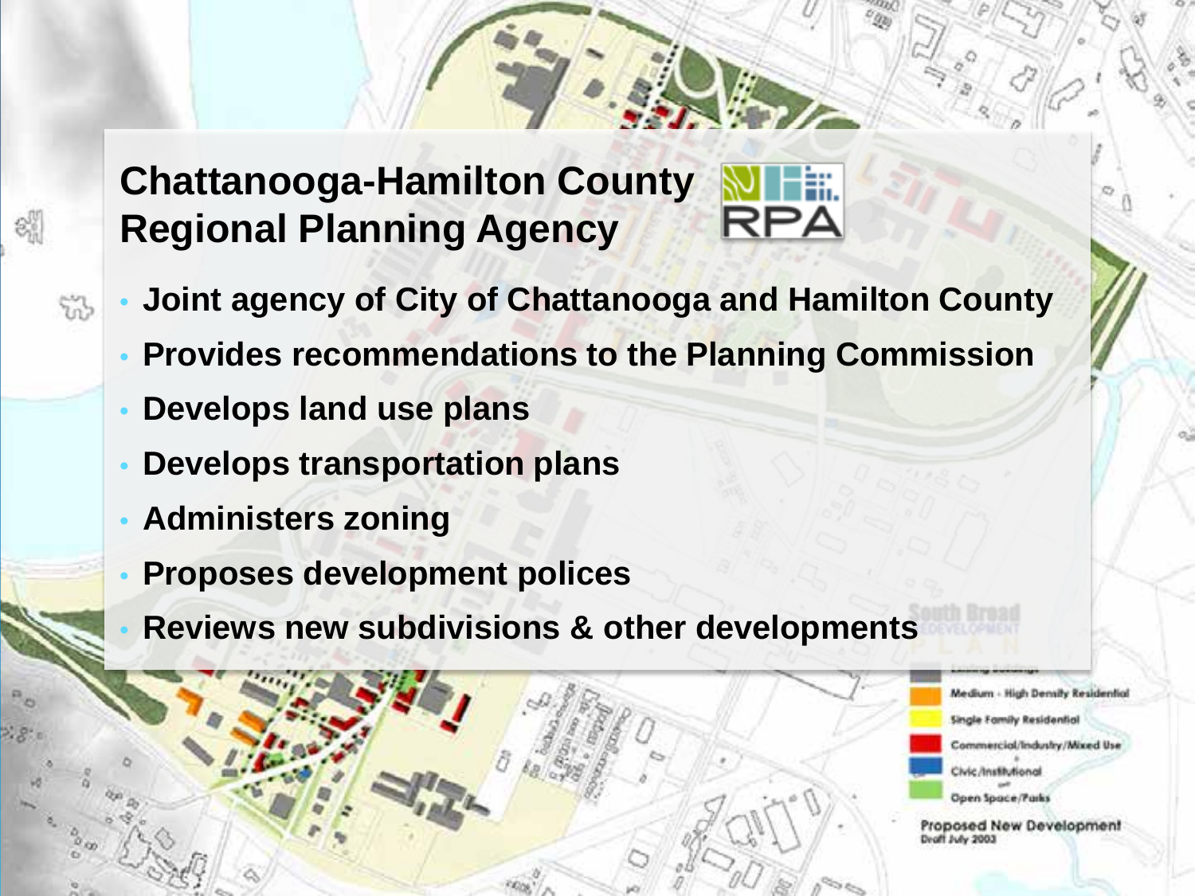# Chattanooga-Hamilton County Regional Planning Agency

- Joint agency of City of Chattanooga and Hamilton County
- Provides recommendations to the Planning Commission
- Develops land use plans
- Develops transportation plans
- Administers zoning
- Proposes development polices
- Reviews new subdivisions & other developments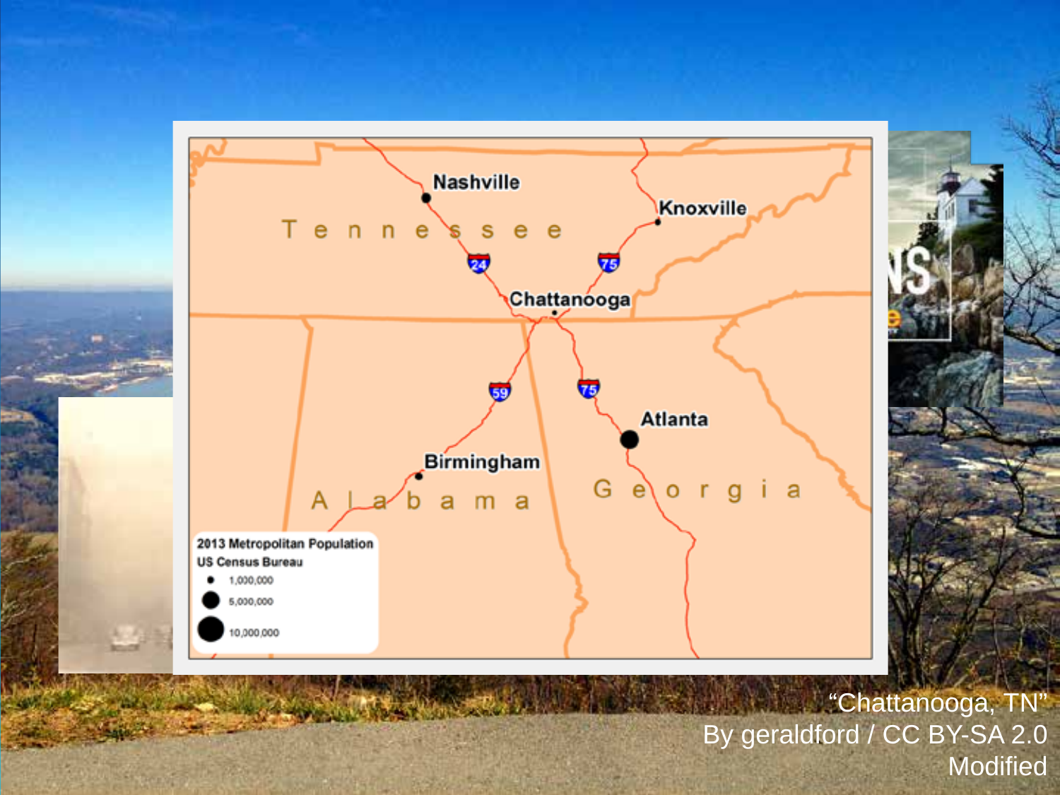Nashville

Tennessee

Knoxville

24

75

Chattanooga

59

75

Atlanta

Birmingham

Alabama

Georgia

2013 Metropolitan Population
US Census Bureau

- 1,000,000
- 5,000,000
- 10,000,000

"Chattanooga, TN"
By geraldford / CC BY-SA 2.0
Modified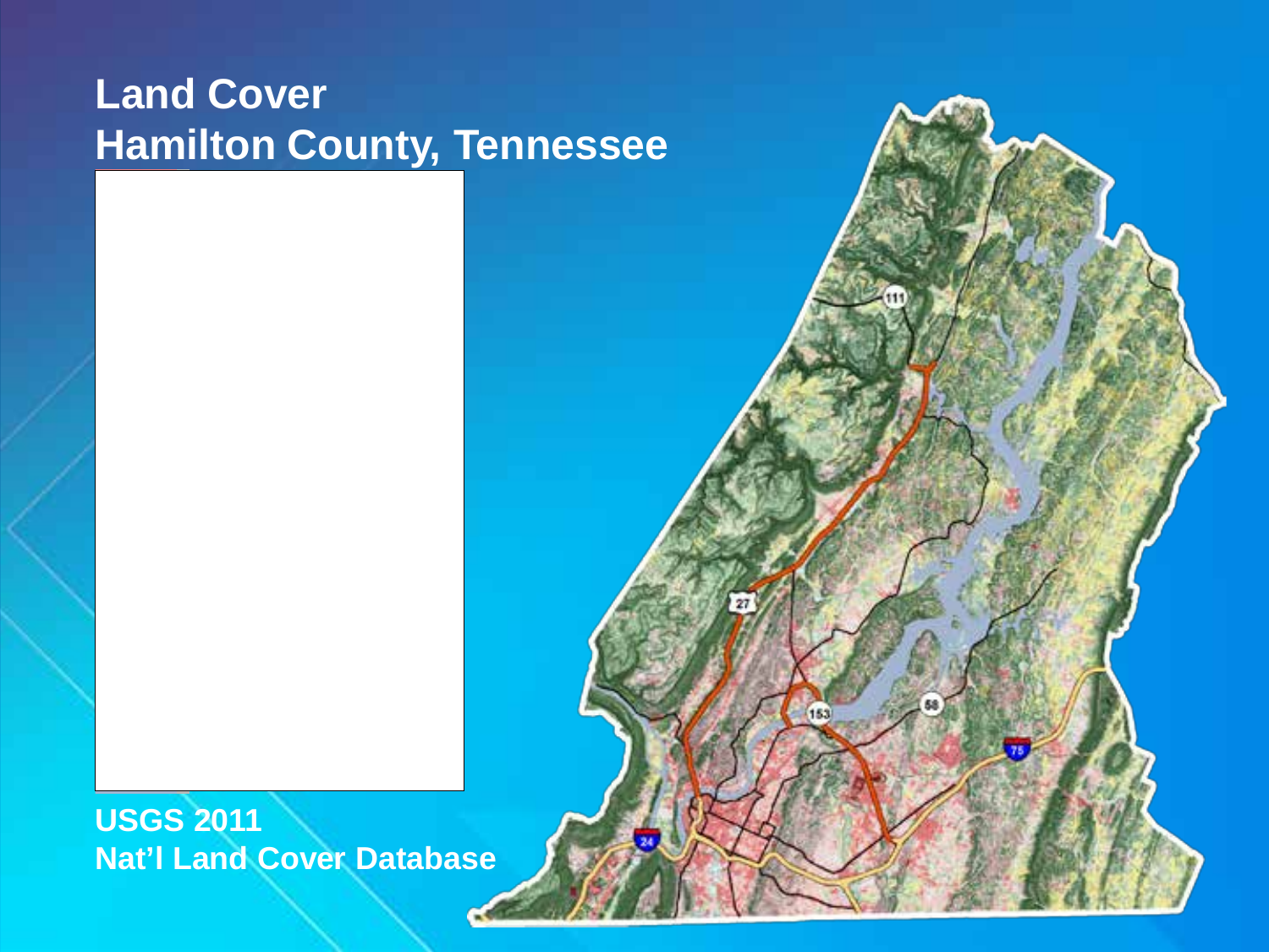# Land Cover
# Hamilton County, Tennessee

**USGS 2011**
**Nat'l Land Cover Database**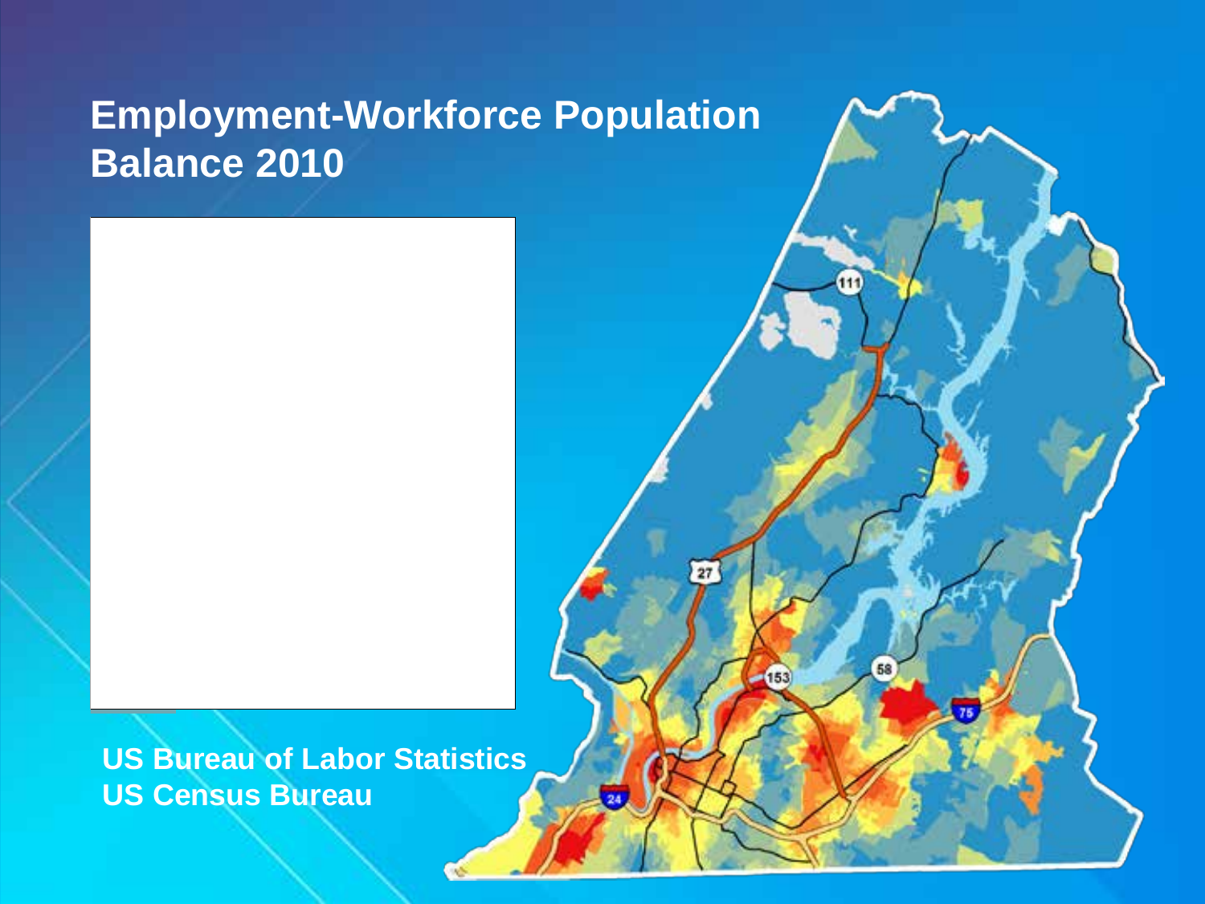# Employment-Workforce Population Balance 2010

**US Bureau of Labor Statistics**
**US Census Bureau**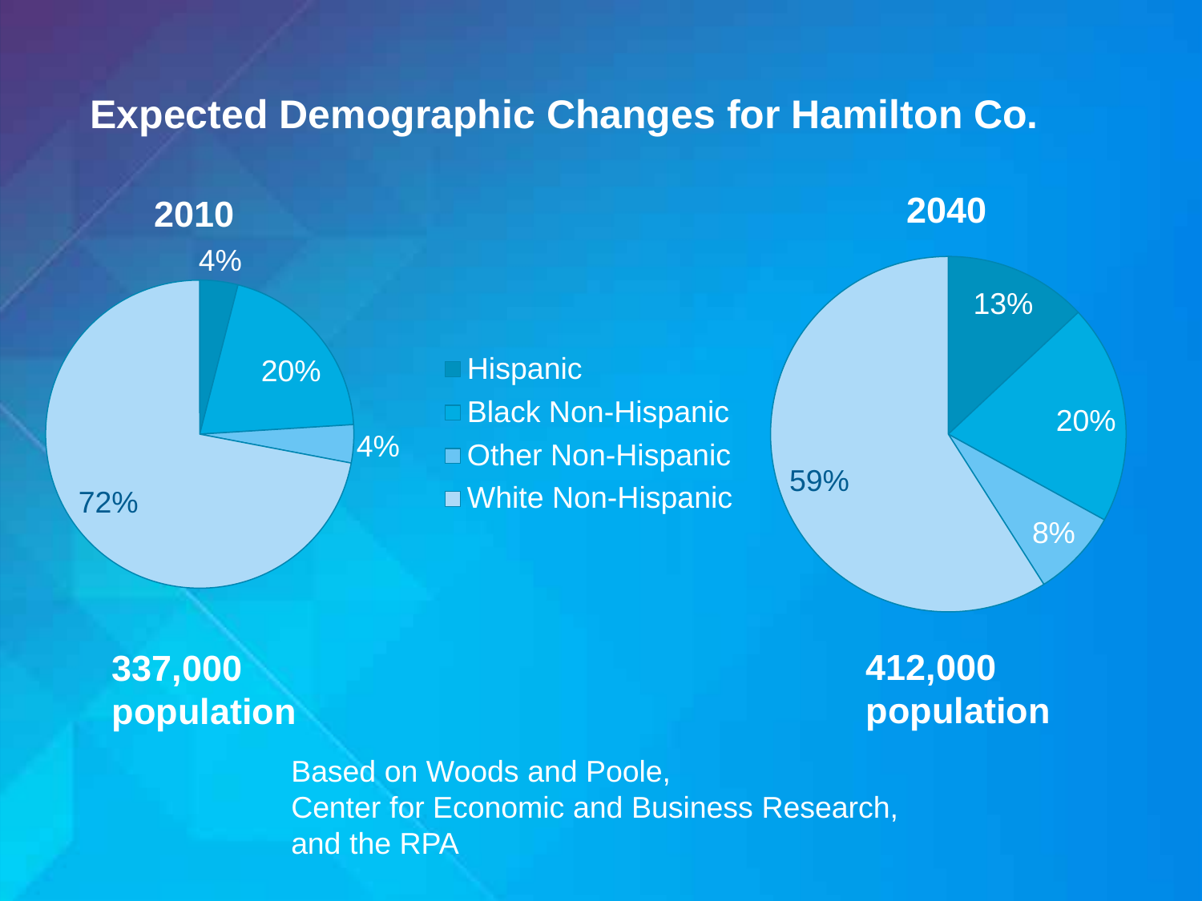# Expected Demographic Changes for Hamilton Co.

**2010**

| Group | 2010 |
| --- | --- |
| Hispanic | 4% |
| Black Non-Hispanic | 20% |
| Other Non-Hispanic | 4% |
| White Non-Hispanic | 72% |

**337,000 population**

**2040**

| Group | 2040 |
| --- | --- |
| Hispanic | 13% |
| Black Non-Hispanic | 20% |
| Other Non-Hispanic | 8% |
| White Non-Hispanic | 59% |

**412,000 population**

Based on Woods and Poole,
Center for Economic and Business Research,
and the RPA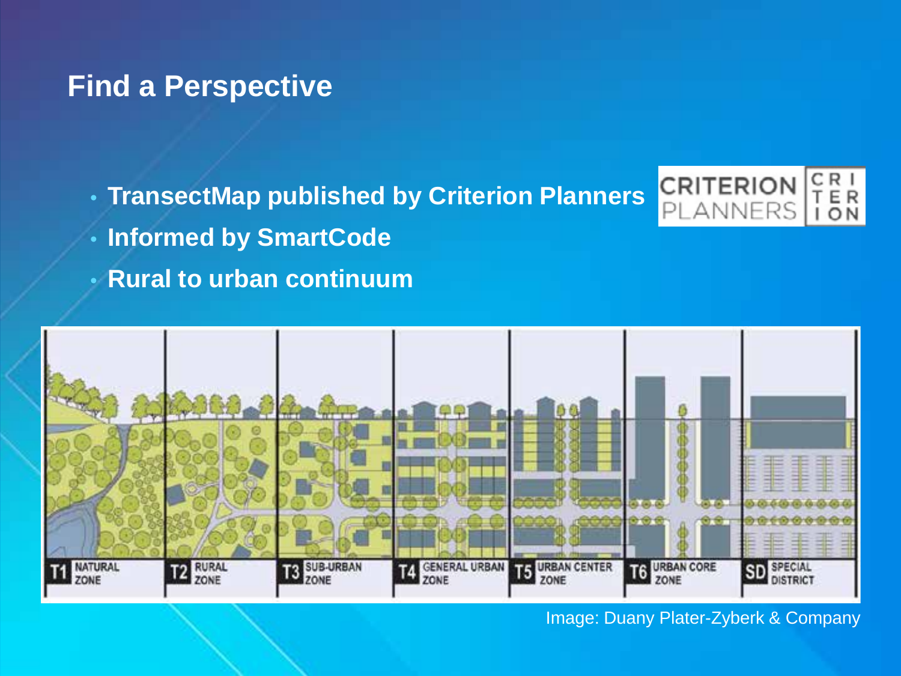# Find a Perspective

- TransectMap published by Criterion Planners
- Informed by SmartCode
- Rural to urban continuum

T1 NATURAL ZONE | T2 RURAL ZONE | T3 SUB-URBAN ZONE | T4 GENERAL URBAN ZONE | T5 URBAN CENTER ZONE | T6 URBAN CORE ZONE | SD SPECIAL DISTRICT

Image: Duany Plater-Zyberk & Company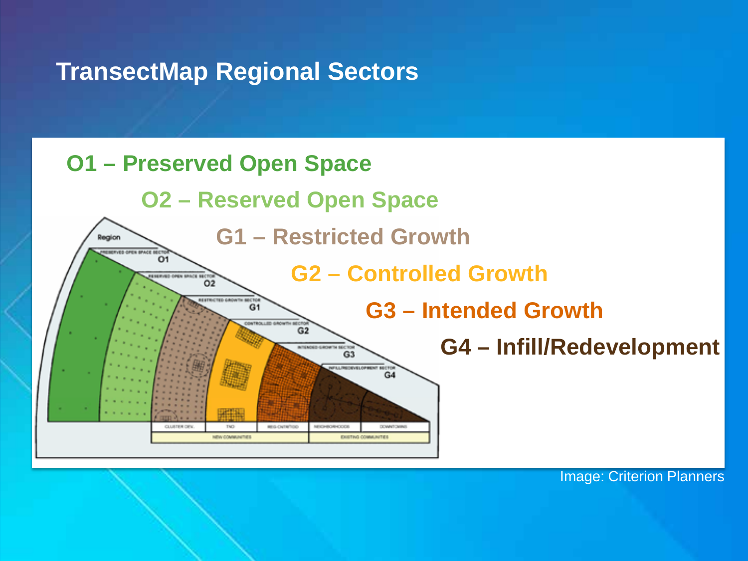# TransectMap Regional Sectors

**O1 – Preserved Open Space**

**O2 – Reserved Open Space**

**G1 – Restricted Growth**

**G2 – Controlled Growth**

**G3 – Intended Growth**

**G4 – Infill/Redevelopment**

Image: Criterion Planners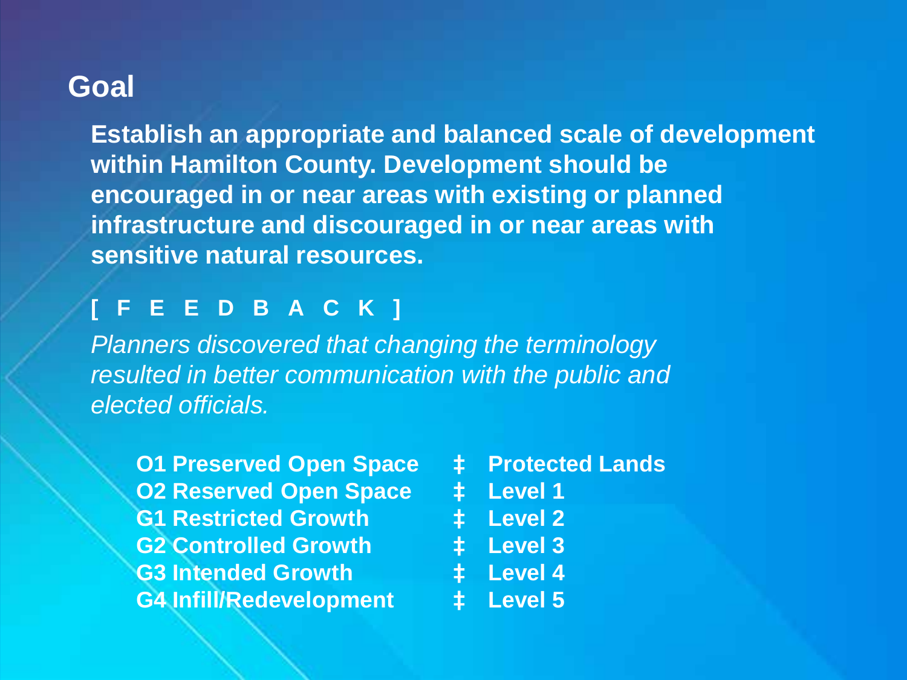## Goal

**Establish an appropriate and balanced scale of development within Hamilton County. Development should be encouraged in or near areas with existing or planned infrastructure and discouraged in or near areas with sensitive natural resources.**

**[ F E E D B A C K ]**

*Planners discovered that changing the terminology resulted in better communication with the public and elected officials.*

| | | |
|---|---|---|
| **O1 Preserved Open Space** | **‡** | **Protected Lands** |
| **O2 Reserved Open Space** | **‡** | **Level 1** |
| **G1 Restricted Growth** | **‡** | **Level 2** |
| **G2 Controlled Growth** | **‡** | **Level 3** |
| **G3 Intended Growth** | **‡** | **Level 4** |
| **G4 Infill/Redevelopment** | **‡** | **Level 5** |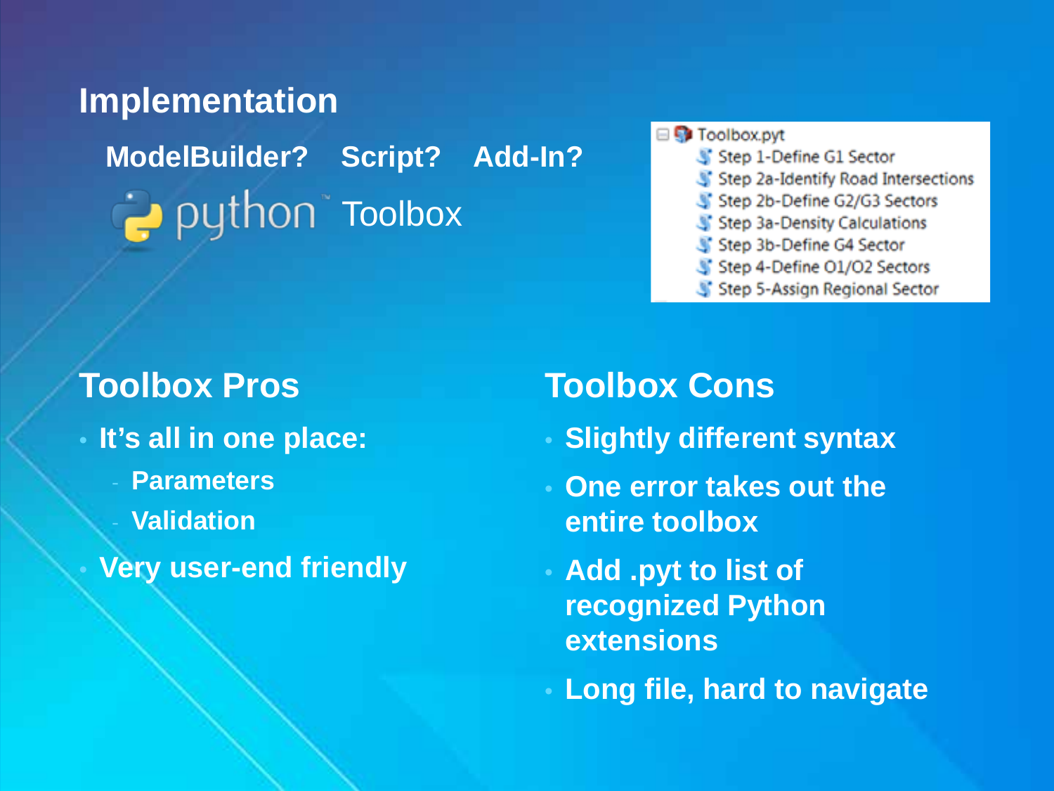# Implementation

**ModelBuilder?** **Script?** **Add-In?**

python Toolbox

- Toolbox.pyt
  - Step 1-Define G1 Sector
  - Step 2a-Identify Road Intersections
  - Step 2b-Define G2/G3 Sectors
  - Step 3a-Density Calculations
  - Step 3b-Define G4 Sector
  - Step 4-Define O1/O2 Sectors
  - Step 5-Assign Regional Sector

## Toolbox Pros

- **It's all in one place:**
  - **Parameters**
  - **Validation**
- **Very user-end friendly**

## Toolbox Cons

- **Slightly different syntax**
- **One error takes out the entire toolbox**
- **Add .pyt to list of recognized Python extensions**
- **Long file, hard to navigate**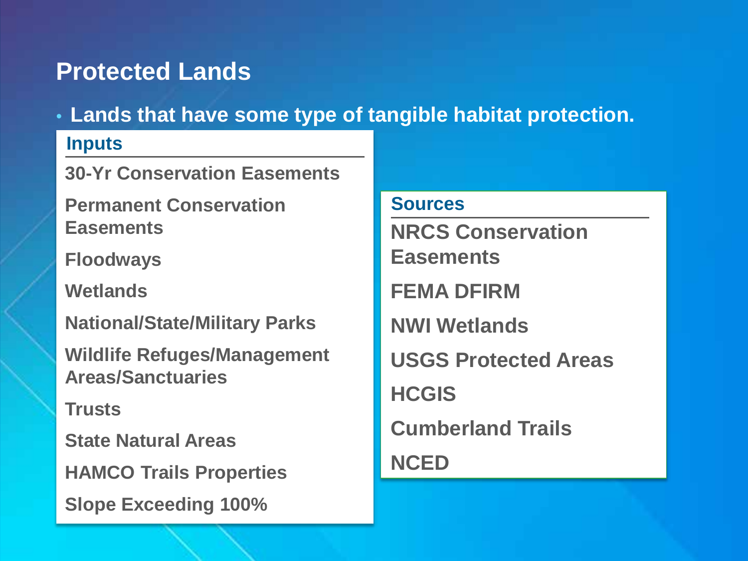# Protected Lands

- **Lands that have some type of tangible habitat protection.**

### Inputs

- 30-Yr Conservation Easements
- Permanent Conservation Easements
- Floodways
- Wetlands
- National/State/Military Parks
- Wildlife Refuges/Management Areas/Sanctuaries
- Trusts
- State Natural Areas
- HAMCO Trails Properties
- Slope Exceeding 100%

### Sources

- NRCS Conservation Easements
- FEMA DFIRM
- NWI Wetlands
- USGS Protected Areas
- HCGIS
- Cumberland Trails
- NCED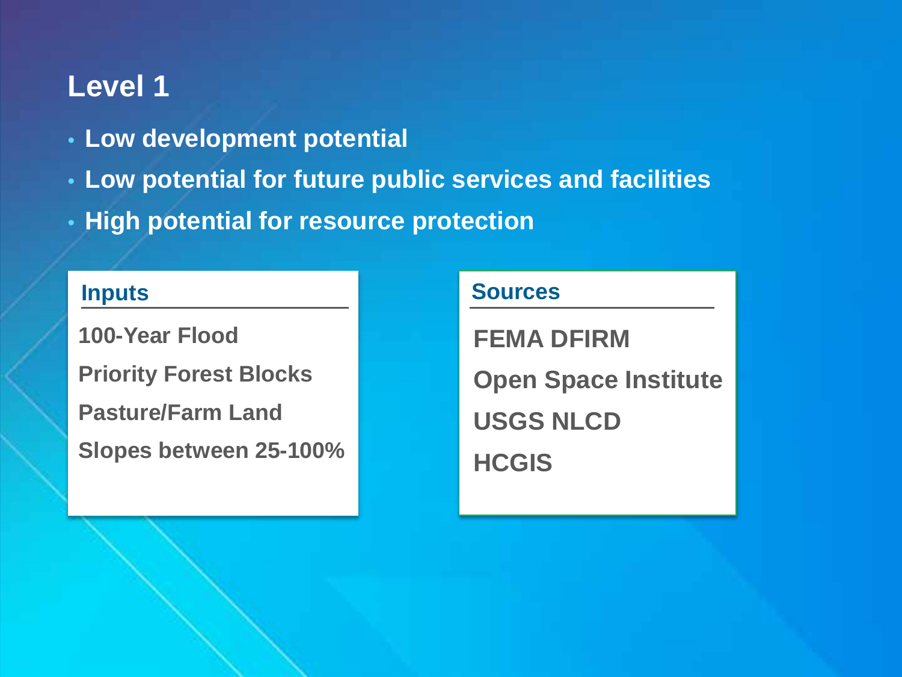# Level 1

- **Low development potential**
- **Low potential for future public services and facilities**
- **High potential for resource protection**

| Inputs | Sources |
| --- | --- |
| 100-Year Flood | FEMA DFIRM |
| Priority Forest Blocks | Open Space Institute |
| Pasture/Farm Land | USGS NLCD |
| Slopes between 25-100% | HCGIS |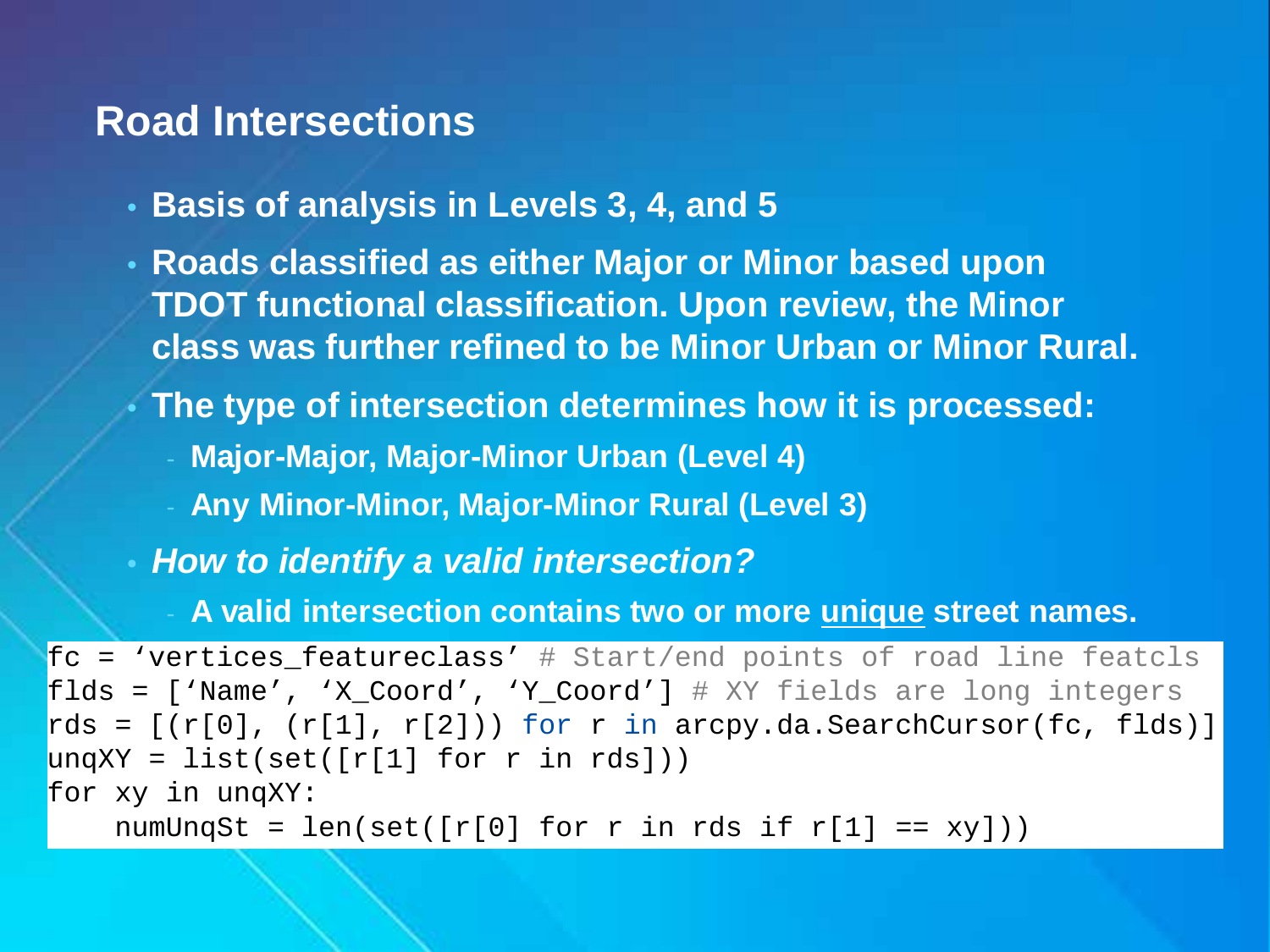## Road Intersections

- **Basis of analysis in Levels 3, 4, and 5**
- **Roads classified as either Major or Minor based upon TDOT functional classification. Upon review, the Minor class was further refined to be Minor Urban or Minor Rural.**
- **The type of intersection determines how it is processed:**
  - **Major-Major, Major-Minor Urban (Level 4)**
  - **Any Minor-Minor, Major-Minor Rural (Level 3)**
- ***How to identify a valid intersection?***
  - **A valid intersection contains two or more <u>unique</u> street names.**

```
fc = ‘vertices_featureclass’ # Start/end points of road line featcls
flds = [‘Name’, ‘X_Coord’, ‘Y_Coord’] # XY fields are long integers
rds = [(r[0], (r[1], r[2])) for r in arcpy.da.SearchCursor(fc, flds)]
unqXY = list(set([r[1] for r in rds]))
for xy in unqXY:
    numUnqSt = len(set([r[0] for r in rds if r[1] == xy]))
```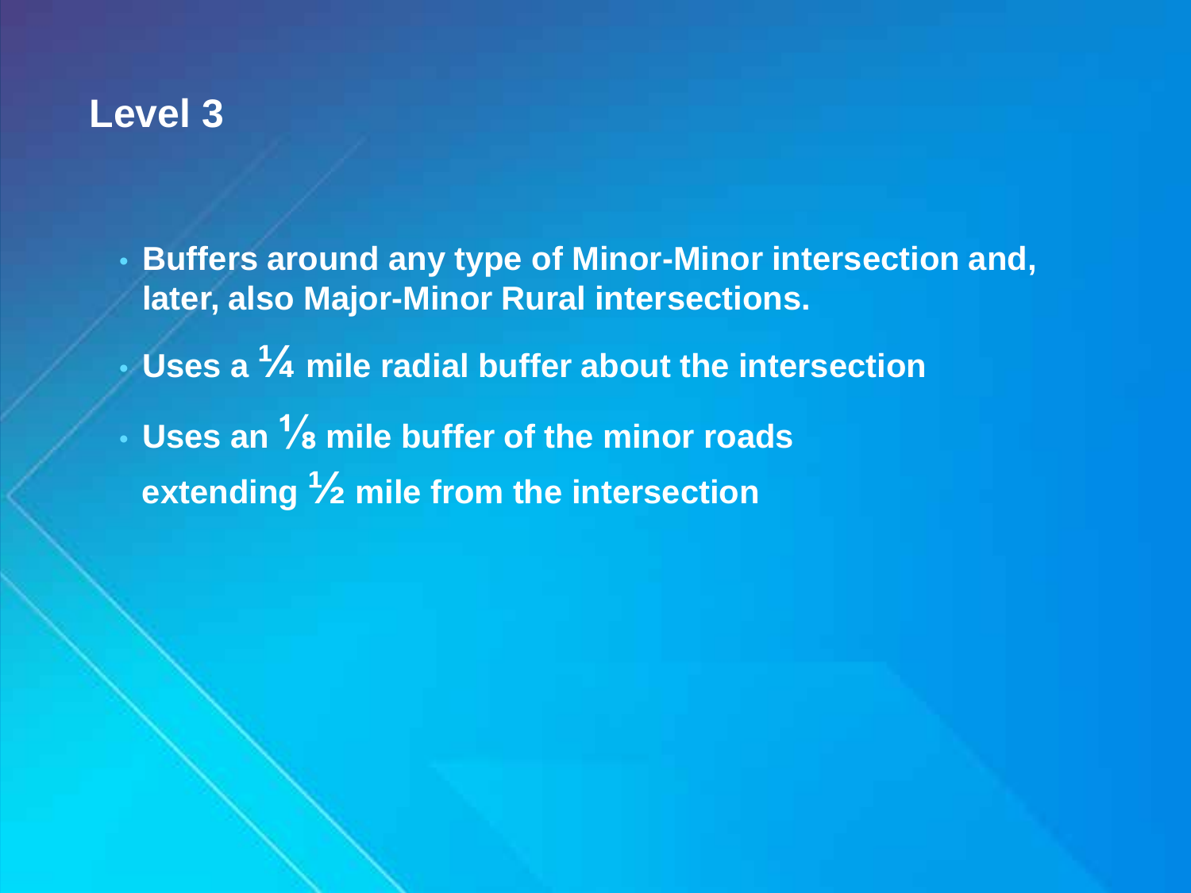# Level 3

- Buffers around any type of Minor-Minor intersection and, later, also Major-Minor Rural intersections.
- Uses a ¼ mile radial buffer about the intersection
- Uses an ⅛ mile buffer of the minor roads extending ½ mile from the intersection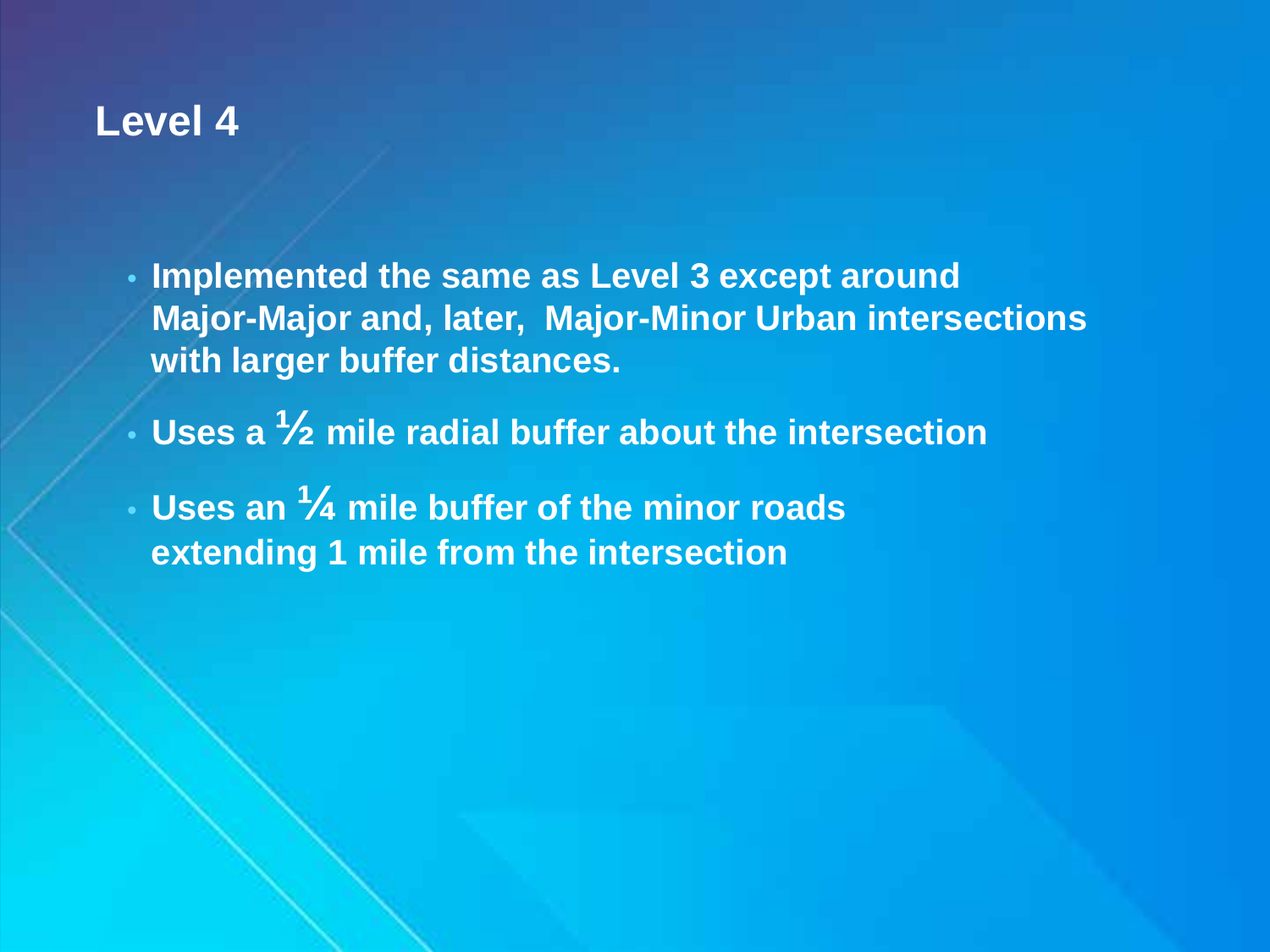# Level 4

- Implemented the same as Level 3 except around Major-Major and, later, Major-Minor Urban intersections with larger buffer distances.
- Uses a ½ mile radial buffer about the intersection
- Uses an ¼ mile buffer of the minor roads extending 1 mile from the intersection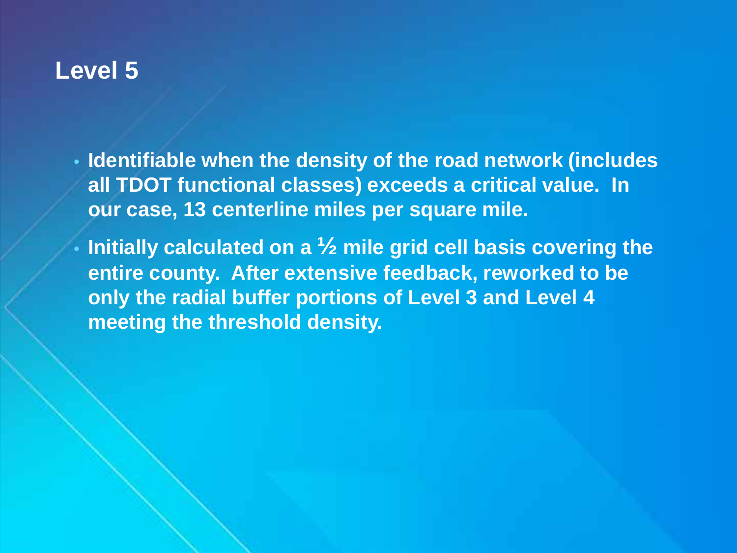# Level 5

- Identifiable when the density of the road network (includes all TDOT functional classes) exceeds a critical value. In our case, 13 centerline miles per square mile.
- Initially calculated on a ½ mile grid cell basis covering the entire county. After extensive feedback, reworked to be only the radial buffer portions of Level 3 and Level 4 meeting the threshold density.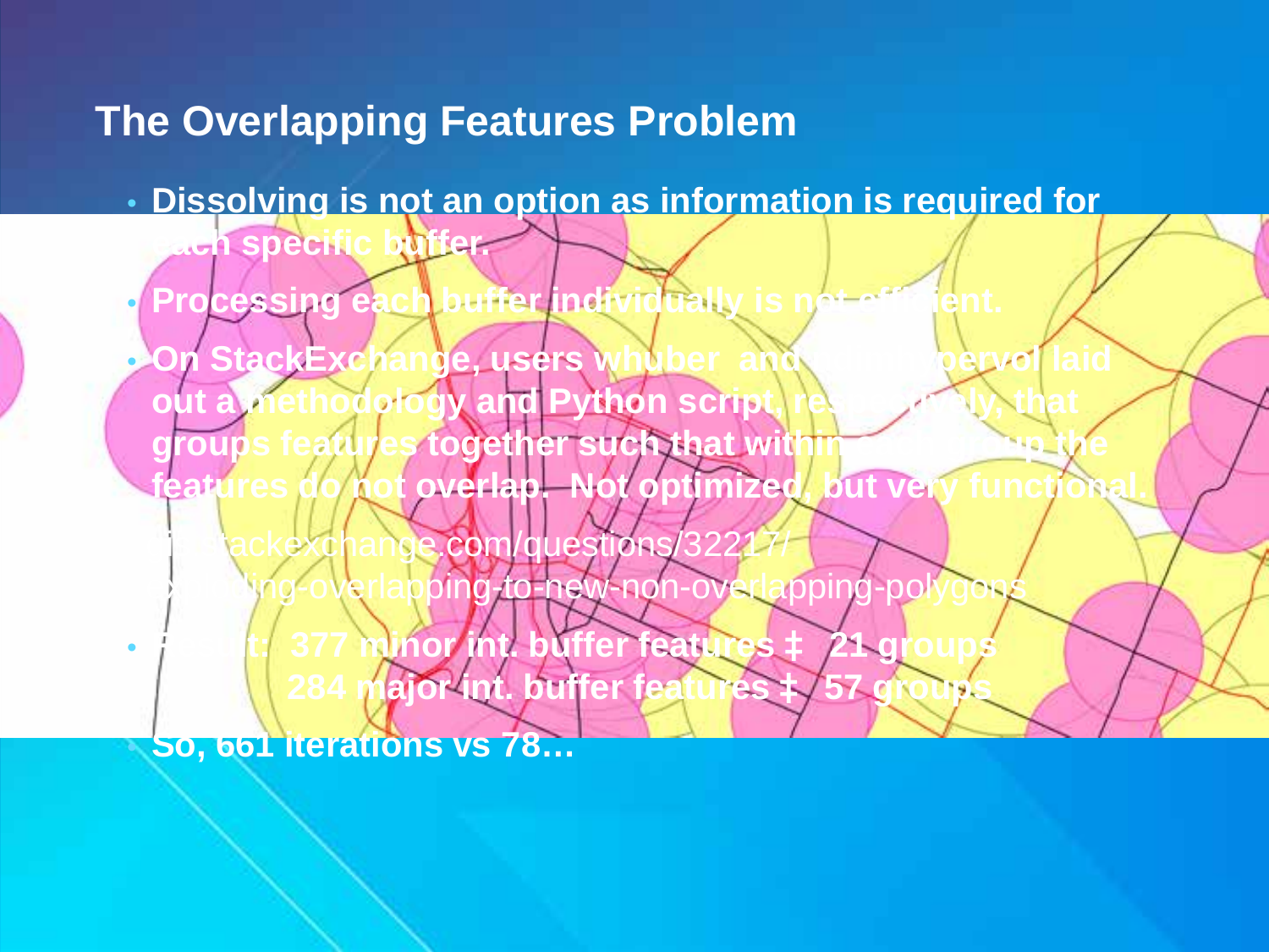## The Overlapping Features Problem

- **Dissolving is not an option as information is required for each specific buffer.**
- **Processing each buffer individually is not efficient.**
- **On StackExchange, users whuber and ... Spervol laid out a methodology and Python script, respectively, that groups features together such that within each group the features do not overlap. Not optimized, but very functional.**
  - ...stackexchange.com/questions/32217/...ing-overlapping-to-new-non-overlapping-polygons
- **Result: 377 minor int. buffer features ‡ 21 groups**
  **284 major int. buffer features ‡ 57 groups**
  - **So, 661 iterations vs 78…**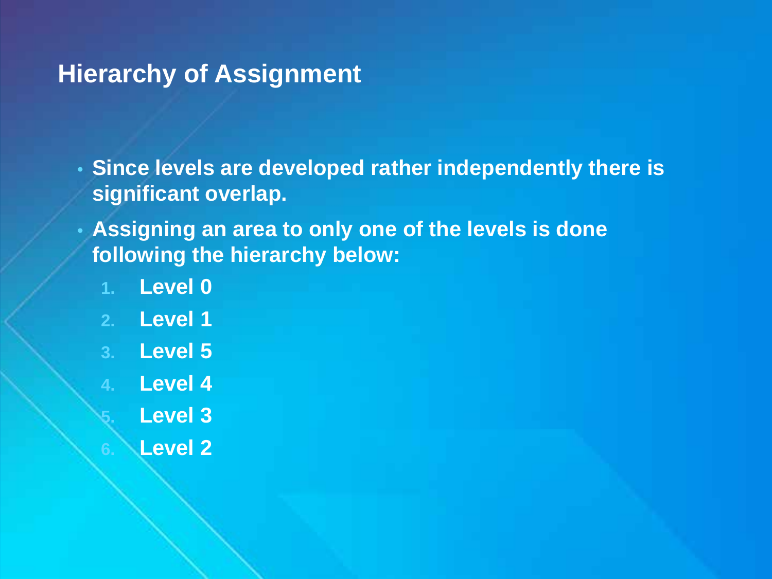# Hierarchy of Assignment

- Since levels are developed rather independently there is significant overlap.
- Assigning an area to only one of the levels is done following the hierarchy below:
  1. Level 0
  2. Level 1
  3. Level 5
  4. Level 4
  5. Level 3
  6. Level 2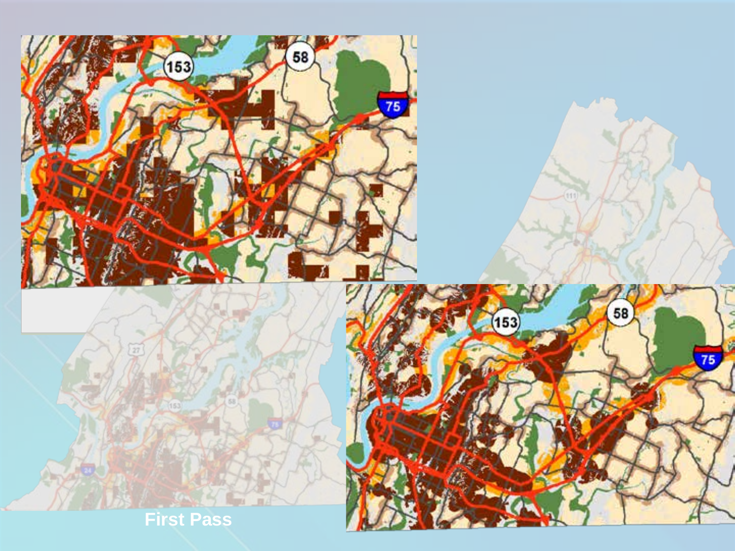First Pass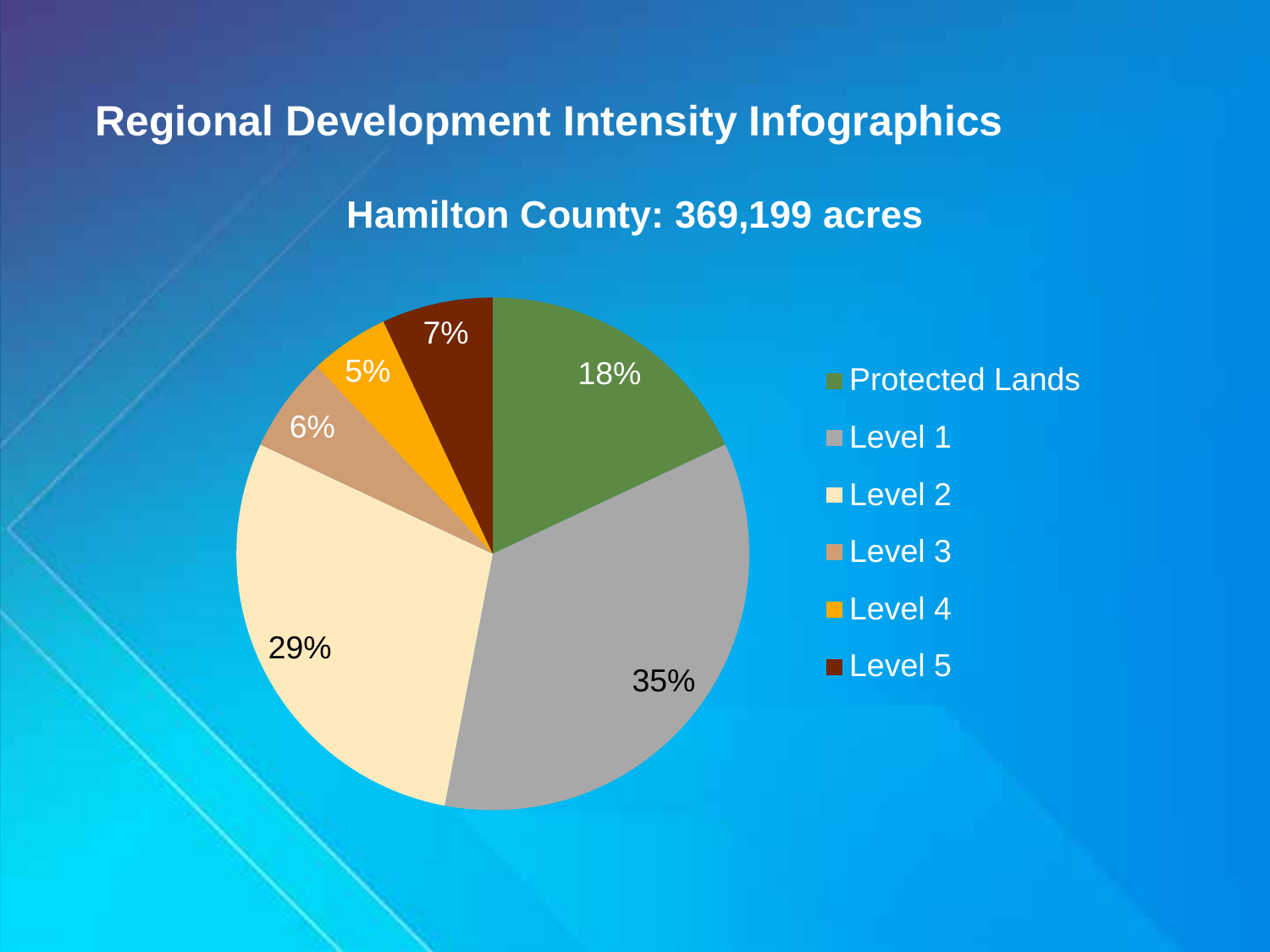# Regional Development Intensity Infographics

## Hamilton County: 369,199 acres

| Category | Percentage |
| --- | --- |
| Protected Lands | 18% |
| Level 1 | 35% |
| Level 2 | 29% |
| Level 3 | 6% |
| Level 4 | 5% |
| Level 5 | 7% |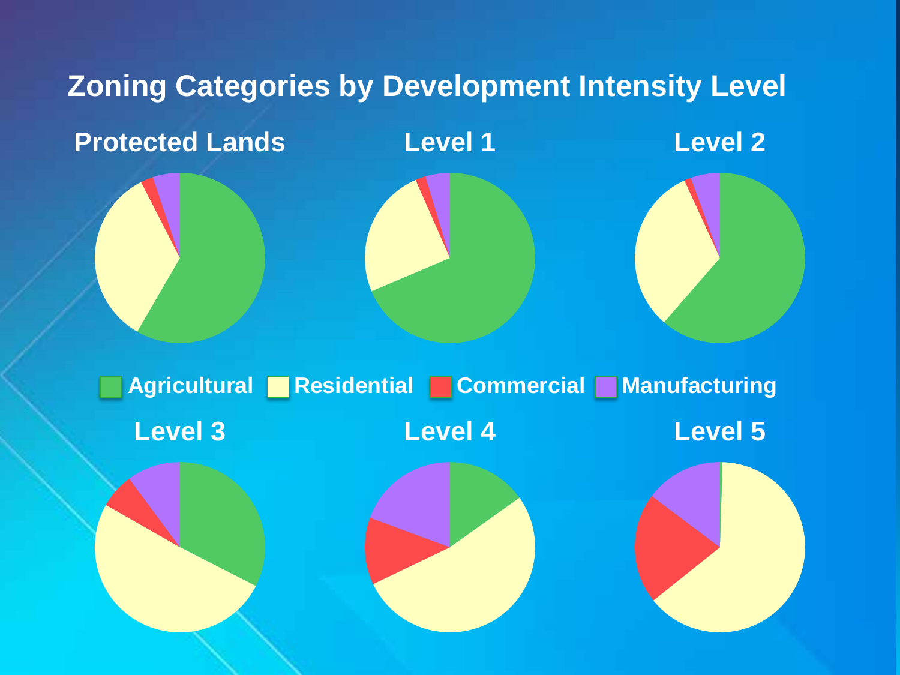# Zoning Categories by Development Intensity Level

**Protected Lands**

**Level 1**

**Level 2**

Agricultural | Residential | Commercial | Manufacturing

**Level 3**

**Level 4**

**Level 5**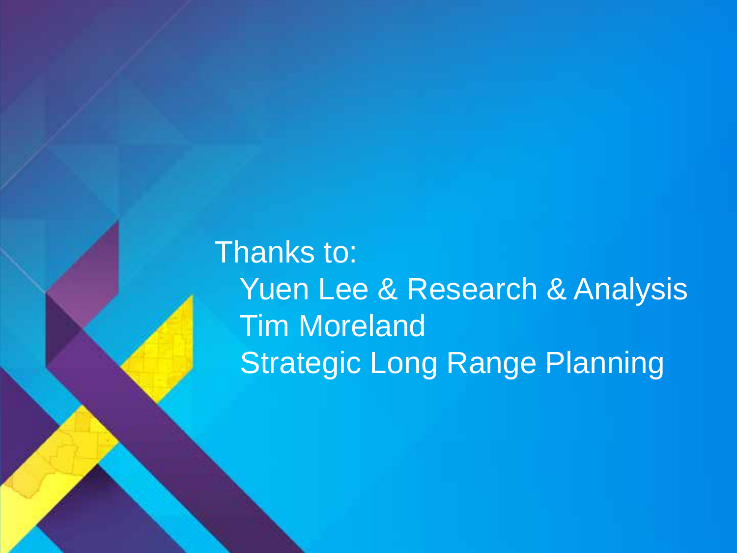Thanks to:

- Yuen Lee & Research & Analysis
- Tim Moreland
- Strategic Long Range Planning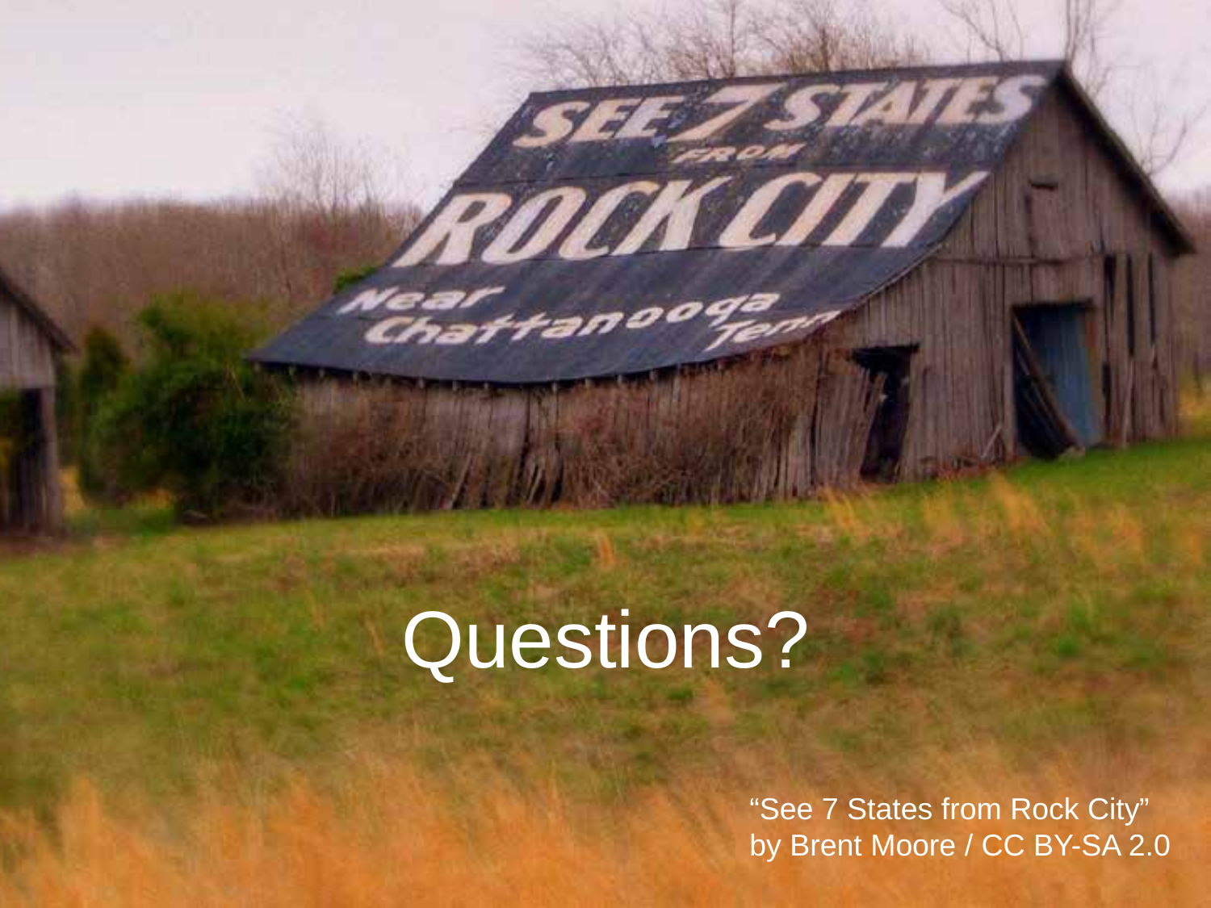# Questions?

“See 7 States from Rock City”
by Brent Moore / CC BY-SA 2.0